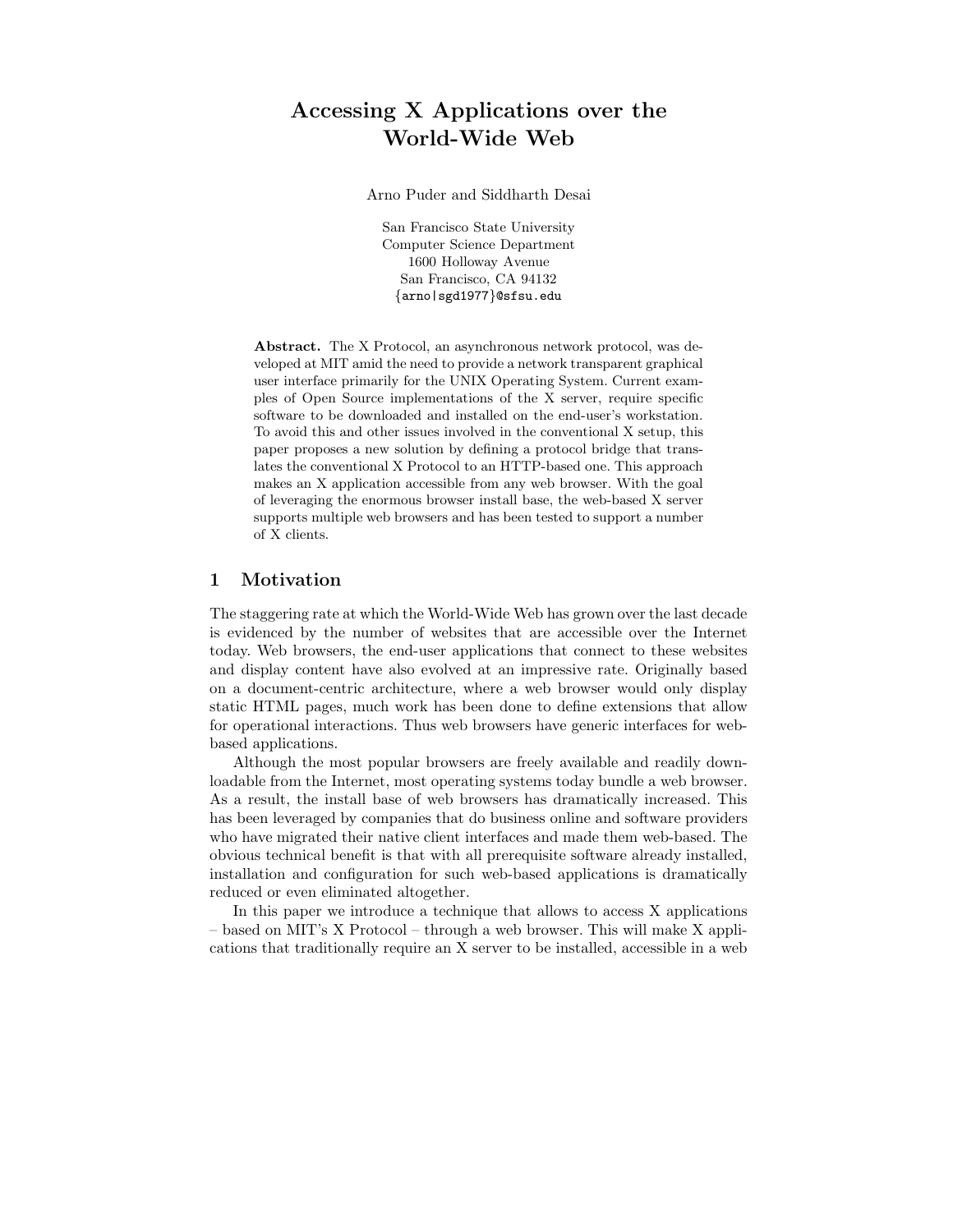# Accessing X Applications over the World-Wide Web

Arno Puder and Siddharth Desai

San Francisco State University
Computer Science Department
1600 Holloway Avenue
San Francisco, CA 94132
{arno|sgd1977}@sfsu.edu

**Abstract.** The X Protocol, an asynchronous network protocol, was developed at MIT amid the need to provide a network transparent graphical user interface primarily for the UNIX Operating System. Current examples of Open Source implementations of the X server, require specific software to be downloaded and installed on the end-user's workstation. To avoid this and other issues involved in the conventional X setup, this paper proposes a new solution by defining a protocol bridge that translates the conventional X Protocol to an HTTP-based one. This approach makes an X application accessible from any web browser. With the goal of leveraging the enormous browser install base, the web-based X server supports multiple web browsers and has been tested to support a number of X clients.

## 1 Motivation

The staggering rate at which the World-Wide Web has grown over the last decade is evidenced by the number of websites that are accessible over the Internet today. Web browsers, the end-user applications that connect to these websites and display content have also evolved at an impressive rate. Originally based on a document-centric architecture, where a web browser would only display static HTML pages, much work has been done to define extensions that allow for operational interactions. Thus web browsers have generic interfaces for web-based applications.

Although the most popular browsers are freely available and readily downloadable from the Internet, most operating systems today bundle a web browser. As a result, the install base of web browsers has dramatically increased. This has been leveraged by companies that do business online and software providers who have migrated their native client interfaces and made them web-based. The obvious technical benefit is that with all prerequisite software already installed, installation and configuration for such web-based applications is dramatically reduced or even eliminated altogether.

In this paper we introduce a technique that allows to access X applications – based on MIT's X Protocol – through a web browser. This will make X applications that traditionally require an X server to be installed, accessible in a web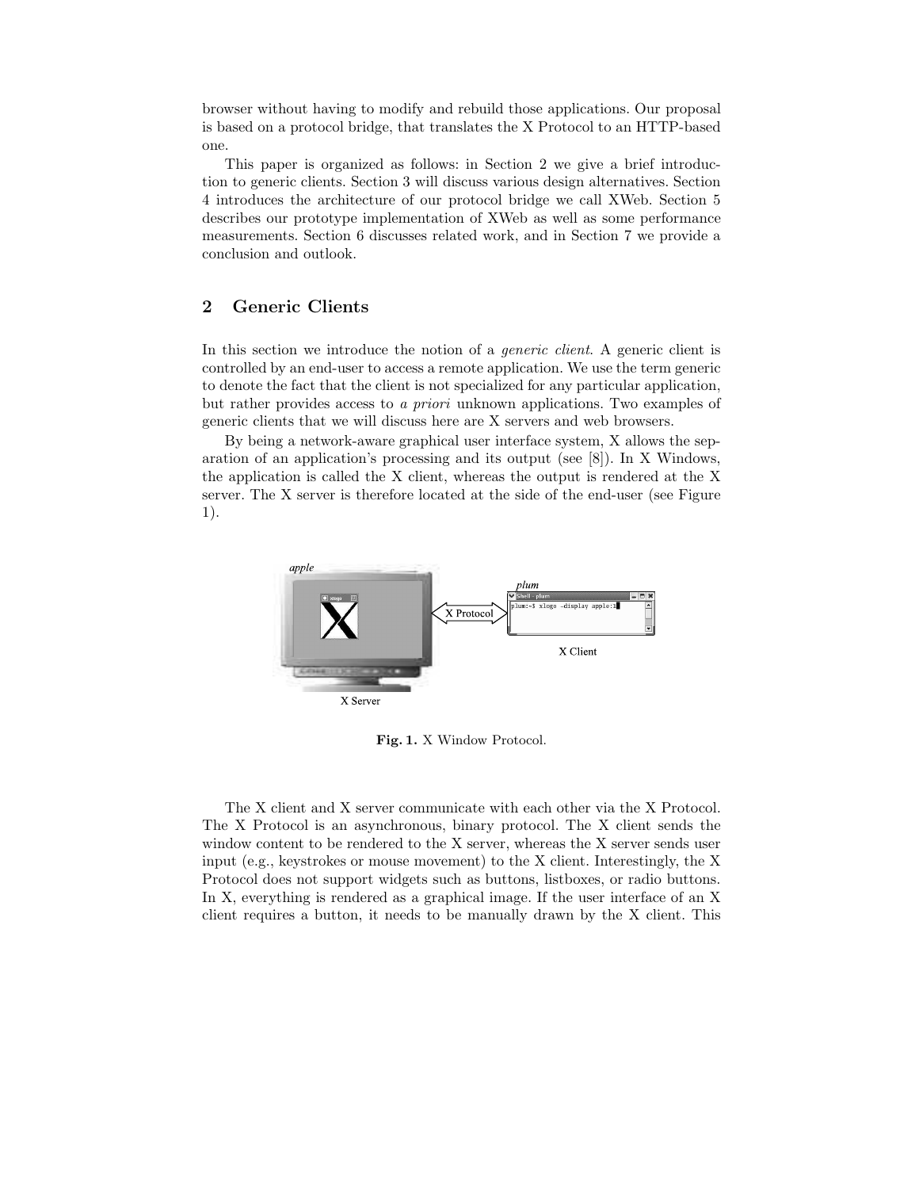browser without having to modify and rebuild those applications. Our proposal is based on a protocol bridge, that translates the X Protocol to an HTTP-based one.

This paper is organized as follows: in Section 2 we give a brief introduction to generic clients. Section 3 will discuss various design alternatives. Section 4 introduces the architecture of our protocol bridge we call XWeb. Section 5 describes our prototype implementation of XWeb as well as some performance measurements. Section 6 discusses related work, and in Section 7 we provide a conclusion and outlook.

## 2 Generic Clients

In this section we introduce the notion of a *generic client*. A generic client is controlled by an end-user to access a remote application. We use the term generic to denote the fact that the client is not specialized for any particular application, but rather provides access to *a priori* unknown applications. Two examples of generic clients that we will discuss here are X servers and web browsers.

By being a network-aware graphical user interface system, X allows the separation of an application's processing and its output (see [8]). In X Windows, the application is called the X client, whereas the output is rendered at the X server. The X server is therefore located at the side of the end-user (see Figure 1).

**Fig. 1.** X Window Protocol.

The X client and X server communicate with each other via the X Protocol. The X Protocol is an asynchronous, binary protocol. The X client sends the window content to be rendered to the X server, whereas the X server sends user input (e.g., keystrokes or mouse movement) to the X client. Interestingly, the X Protocol does not support widgets such as buttons, listboxes, or radio buttons. In X, everything is rendered as a graphical image. If the user interface of an X client requires a button, it needs to be manually drawn by the X client. This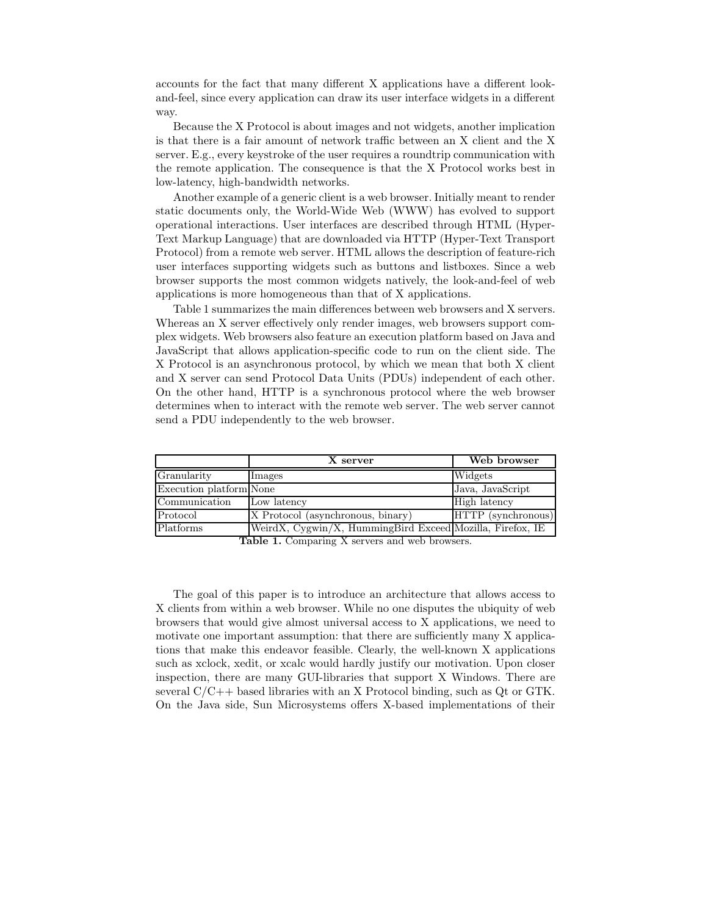accounts for the fact that many different X applications have a different look-and-feel, since every application can draw its user interface widgets in a different way.

Because the X Protocol is about images and not widgets, another implication is that there is a fair amount of network traffic between an X client and the X server. E.g., every keystroke of the user requires a roundtrip communication with the remote application. The consequence is that the X Protocol works best in low-latency, high-bandwidth networks.

Another example of a generic client is a web browser. Initially meant to render static documents only, the World-Wide Web (WWW) has evolved to support operational interactions. User interfaces are described through HTML (Hyper-Text Markup Language) that are downloaded via HTTP (Hyper-Text Transport Protocol) from a remote web server. HTML allows the description of feature-rich user interfaces supporting widgets such as buttons and listboxes. Since a web browser supports the most common widgets natively, the look-and-feel of web applications is more homogeneous than that of X applications.

Table 1 summarizes the main differences between web browsers and X servers. Whereas an X server effectively only render images, web browsers support complex widgets. Web browsers also feature an execution platform based on Java and JavaScript that allows application-specific code to run on the client side. The X Protocol is an asynchronous protocol, by which we mean that both X client and X server can send Protocol Data Units (PDUs) independent of each other. On the other hand, HTTP is a synchronous protocol where the web browser determines when to interact with the remote web server. The web server cannot send a PDU independently to the web browser.

| | **X server** | **Web browser** |
|---|---|---|
| Granularity | Images | Widgets |
| Execution platform | None | Java, JavaScript |
| Communication | Low latency | High latency |
| Protocol | X Protocol (asynchronous, binary) | HTTP (synchronous) |
| Platforms | WeirdX, Cygwin/X, HummingBird Exceed | Mozilla, Firefox, IE |

**Table 1.** Comparing X servers and web browsers.

The goal of this paper is to introduce an architecture that allows access to X clients from within a web browser. While no one disputes the ubiquity of web browsers that would give almost universal access to X applications, we need to motivate one important assumption: that there are sufficiently many X applications that make this endeavor feasible. Clearly, the well-known X applications such as xclock, xedit, or xcalc would hardly justify our motivation. Upon closer inspection, there are many GUI-libraries that support X Windows. There are several C/C++ based libraries with an X Protocol binding, such as Qt or GTK. On the Java side, Sun Microsystems offers X-based implementations of their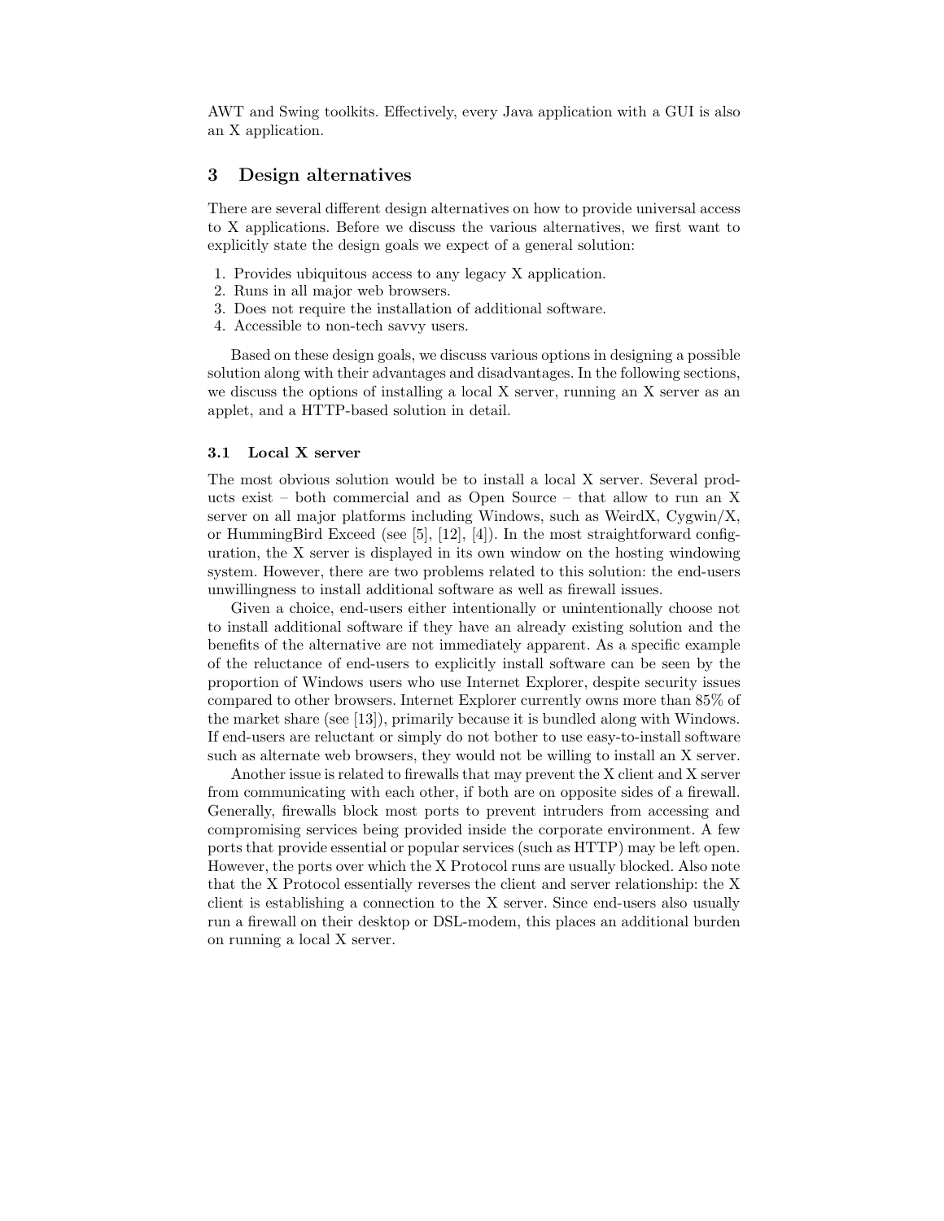AWT and Swing toolkits. Effectively, every Java application with a GUI is also an X application.

## 3 Design alternatives

There are several different design alternatives on how to provide universal access to X applications. Before we discuss the various alternatives, we first want to explicitly state the design goals we expect of a general solution:

1. Provides ubiquitous access to any legacy X application.
2. Runs in all major web browsers.
3. Does not require the installation of additional software.
4. Accessible to non-tech savvy users.

Based on these design goals, we discuss various options in designing a possible solution along with their advantages and disadvantages. In the following sections, we discuss the options of installing a local X server, running an X server as an applet, and a HTTP-based solution in detail.

### 3.1 Local X server

The most obvious solution would be to install a local X server. Several products exist – both commercial and as Open Source – that allow to run an X server on all major platforms including Windows, such as WeirdX, Cygwin/X, or HummingBird Exceed (see [5], [12], [4]). In the most straightforward configuration, the X server is displayed in its own window on the hosting windowing system. However, there are two problems related to this solution: the end-users unwillingness to install additional software as well as firewall issues.

Given a choice, end-users either intentionally or unintentionally choose not to install additional software if they have an already existing solution and the benefits of the alternative are not immediately apparent. As a specific example of the reluctance of end-users to explicitly install software can be seen by the proportion of Windows users who use Internet Explorer, despite security issues compared to other browsers. Internet Explorer currently owns more than 85% of the market share (see [13]), primarily because it is bundled along with Windows. If end-users are reluctant or simply do not bother to use easy-to-install software such as alternate web browsers, they would not be willing to install an X server.

Another issue is related to firewalls that may prevent the X client and X server from communicating with each other, if both are on opposite sides of a firewall. Generally, firewalls block most ports to prevent intruders from accessing and compromising services being provided inside the corporate environment. A few ports that provide essential or popular services (such as HTTP) may be left open. However, the ports over which the X Protocol runs are usually blocked. Also note that the X Protocol essentially reverses the client and server relationship: the X client is establishing a connection to the X server. Since end-users also usually run a firewall on their desktop or DSL-modem, this places an additional burden on running a local X server.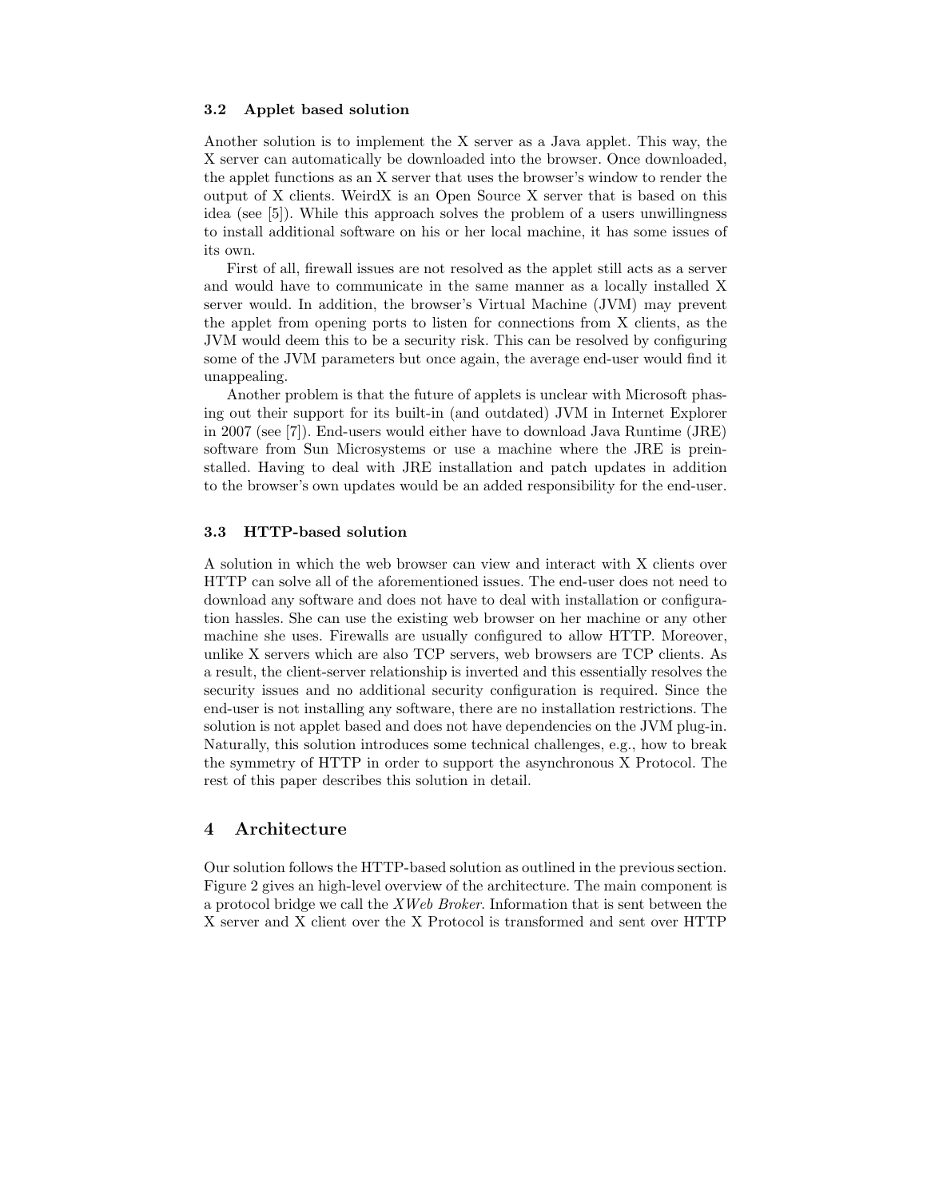### 3.2 Applet based solution

Another solution is to implement the X server as a Java applet. This way, the X server can automatically be downloaded into the browser. Once downloaded, the applet functions as an X server that uses the browser's window to render the output of X clients. WeirdX is an Open Source X server that is based on this idea (see [5]). While this approach solves the problem of a users unwillingness to install additional software on his or her local machine, it has some issues of its own.

First of all, firewall issues are not resolved as the applet still acts as a server and would have to communicate in the same manner as a locally installed X server would. In addition, the browser's Virtual Machine (JVM) may prevent the applet from opening ports to listen for connections from X clients, as the JVM would deem this to be a security risk. This can be resolved by configuring some of the JVM parameters but once again, the average end-user would find it unappealing.

Another problem is that the future of applets is unclear with Microsoft phasing out their support for its built-in (and outdated) JVM in Internet Explorer in 2007 (see [7]). End-users would either have to download Java Runtime (JRE) software from Sun Microsystems or use a machine where the JRE is preinstalled. Having to deal with JRE installation and patch updates in addition to the browser's own updates would be an added responsibility for the end-user.

### 3.3 HTTP-based solution

A solution in which the web browser can view and interact with X clients over HTTP can solve all of the aforementioned issues. The end-user does not need to download any software and does not have to deal with installation or configuration hassles. She can use the existing web browser on her machine or any other machine she uses. Firewalls are usually configured to allow HTTP. Moreover, unlike X servers which are also TCP servers, web browsers are TCP clients. As a result, the client-server relationship is inverted and this essentially resolves the security issues and no additional security configuration is required. Since the end-user is not installing any software, there are no installation restrictions. The solution is not applet based and does not have dependencies on the JVM plug-in. Naturally, this solution introduces some technical challenges, e.g., how to break the symmetry of HTTP in order to support the asynchronous X Protocol. The rest of this paper describes this solution in detail.

## 4 Architecture

Our solution follows the HTTP-based solution as outlined in the previous section. Figure 2 gives an high-level overview of the architecture. The main component is a protocol bridge we call the *XWeb Broker*. Information that is sent between the X server and X client over the X Protocol is transformed and sent over HTTP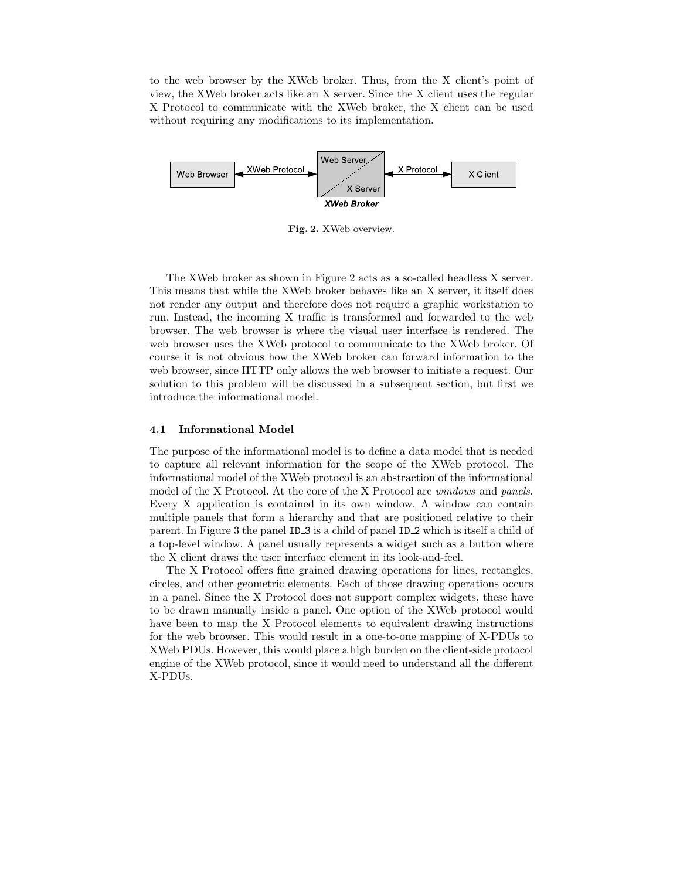to the web browser by the XWeb broker. Thus, from the X client's point of view, the XWeb broker acts like an X server. Since the X client uses the regular X Protocol to communicate with the XWeb broker, the X client can be used without requiring any modifications to its implementation.

**Fig. 2.** XWeb overview.

The XWeb broker as shown in Figure 2 acts as a so-called headless X server. This means that while the XWeb broker behaves like an X server, it itself does not render any output and therefore does not require a graphic workstation to run. Instead, the incoming X traffic is transformed and forwarded to the web browser. The web browser is where the visual user interface is rendered. The web browser uses the XWeb protocol to communicate to the XWeb broker. Of course it is not obvious how the XWeb broker can forward information to the web browser, since HTTP only allows the web browser to initiate a request. Our solution to this problem will be discussed in a subsequent section, but first we introduce the informational model.

### 4.1 Informational Model

The purpose of the informational model is to define a data model that is needed to capture all relevant information for the scope of the XWeb protocol. The informational model of the XWeb protocol is an abstraction of the informational model of the X Protocol. At the core of the X Protocol are *windows* and *panels*. Every X application is contained in its own window. A window can contain multiple panels that form a hierarchy and that are positioned relative to their parent. In Figure 3 the panel `ID_3` is a child of panel `ID_2` which is itself a child of a top-level window. A panel usually represents a widget such as a button where the X client draws the user interface element in its look-and-feel.

The X Protocol offers fine grained drawing operations for lines, rectangles, circles, and other geometric elements. Each of those drawing operations occurs in a panel. Since the X Protocol does not support complex widgets, these have to be drawn manually inside a panel. One option of the XWeb protocol would have been to map the X Protocol elements to equivalent drawing instructions for the web browser. This would result in a one-to-one mapping of X-PDUs to XWeb PDUs. However, this would place a high burden on the client-side protocol engine of the XWeb protocol, since it would need to understand all the different X-PDUs.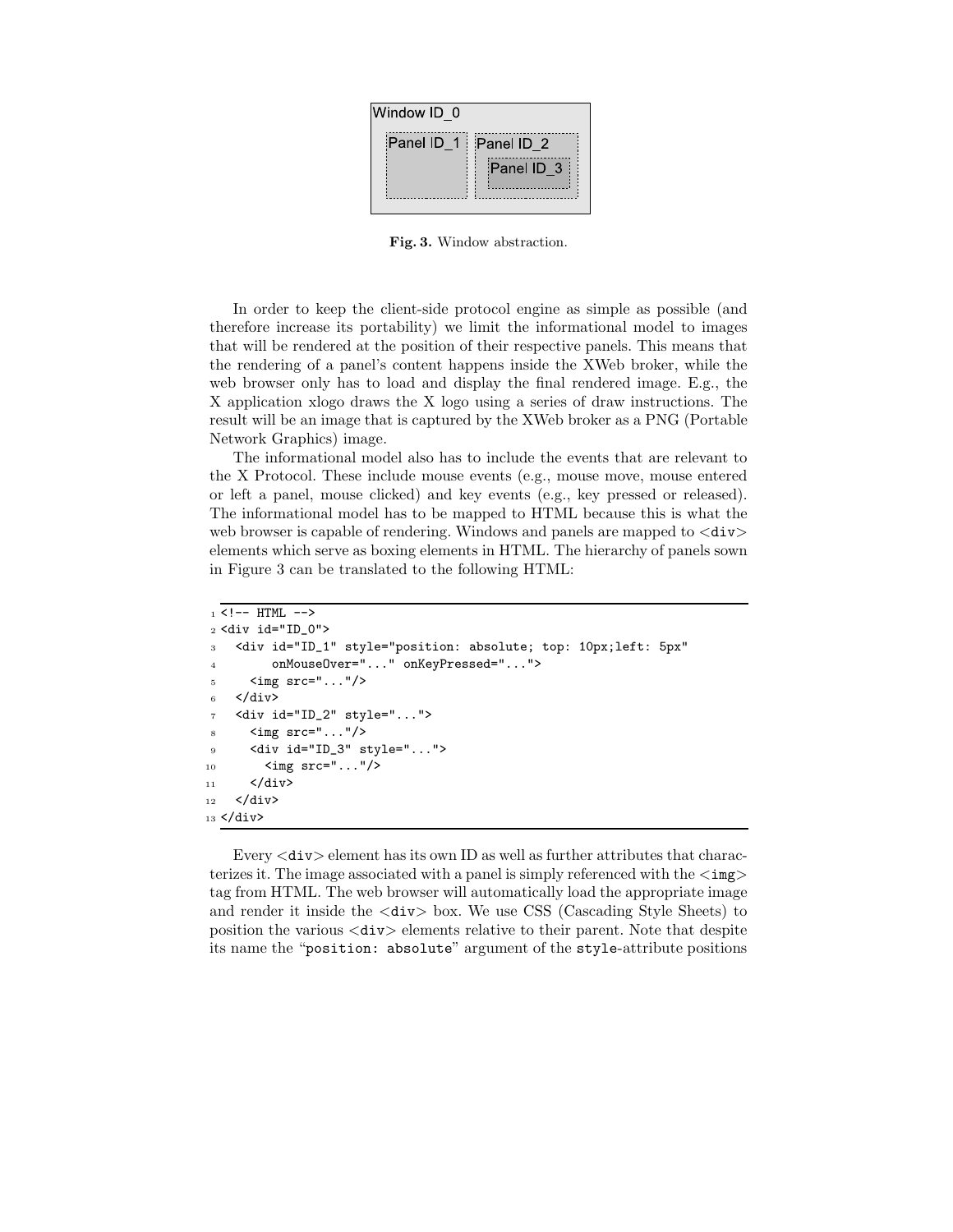Window ID_0

Panel ID_1 Panel ID_2

Panel ID_3

**Fig. 3.** Window abstraction.

In order to keep the client-side protocol engine as simple as possible (and therefore increase its portability) we limit the informational model to images that will be rendered at the position of their respective panels. This means that the rendering of a panel's content happens inside the XWeb broker, while the web browser only has to load and display the final rendered image. E.g., the X application xlogo draws the X logo using a series of draw instructions. The result will be an image that is captured by the XWeb broker as a PNG (Portable Network Graphics) image.

The informational model also has to include the events that are relevant to the X Protocol. These include mouse events (e.g., mouse move, mouse entered or left a panel, mouse clicked) and key events (e.g., key pressed or released). The informational model has to be mapped to HTML because this is what the web browser is capable of rendering. Windows and panels are mapped to `<div>` elements which serve as boxing elements in HTML. The hierarchy of panels sown in Figure 3 can be translated to the following HTML:

```
1  <!-- HTML -->
2  <div id="ID_0">
3    <div id="ID_1" style="position: absolute; top: 10px;left: 5px"
4         onMouseOver="..." onKeyPressed="...">
5      <img src="..."/>
6    </div>
7    <div id="ID_2" style="...">
8      <img src="..."/>
9      <div id="ID_3" style="...">
10       <img src="..."/>
11     </div>
12   </div>
13 </div>
```

Every `<div>` element has its own ID as well as further attributes that characterizes it. The image associated with a panel is simply referenced with the `<img>` tag from HTML. The web browser will automatically load the appropriate image and render it inside the `<div>` box. We use CSS (Cascading Style Sheets) to position the various `<div>` elements relative to their parent. Note that despite its name the "`position: absolute`" argument of the `style`-attribute positions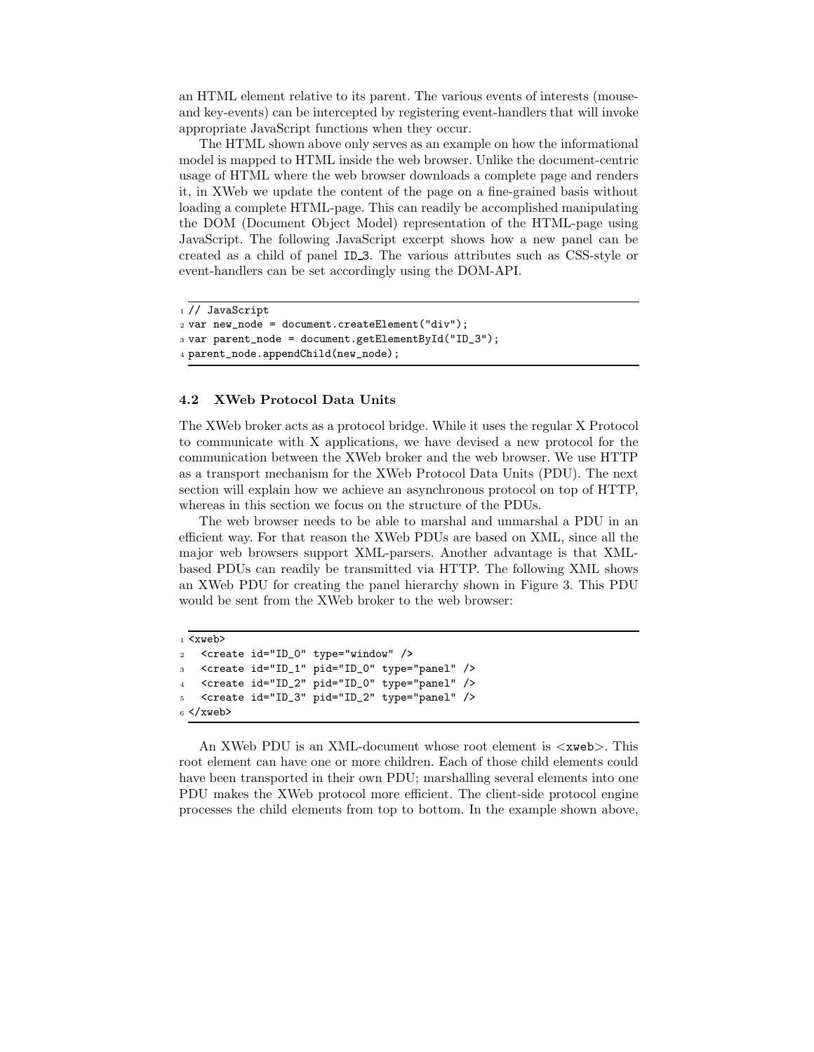an HTML element relative to its parent. The various events of interests (mouse- and key-events) can be intercepted by registering event-handlers that will invoke appropriate JavaScript functions when they occur.

The HTML shown above only serves as an example on how the informational model is mapped to HTML inside the web browser. Unlike the document-centric usage of HTML where the web browser downloads a complete page and renders it, in XWeb we update the content of the page on a fine-grained basis without loading a complete HTML-page. This can readily be accomplished manipulating the DOM (Document Object Model) representation of the HTML-page using JavaScript. The following JavaScript excerpt shows how a new panel can be created as a child of panel ID_3. The various attributes such as CSS-style or event-handlers can be set accordingly using the DOM-API.

```
// JavaScript
var new_node = document.createElement("div");
var parent_node = document.getElementById("ID_3");
parent_node.appendChild(new_node);
```

### 4.2 XWeb Protocol Data Units

The XWeb broker acts as a protocol bridge. While it uses the regular X Protocol to communicate with X applications, we have devised a new protocol for the communication between the XWeb broker and the web browser. We use HTTP as a transport mechanism for the XWeb Protocol Data Units (PDU). The next section will explain how we achieve an asynchronous protocol on top of HTTP, whereas in this section we focus on the structure of the PDUs.

The web browser needs to be able to marshal and unmarshal a PDU in an efficient way. For that reason the XWeb PDUs are based on XML, since all the major web browsers support XML-parsers. Another advantage is that XML-based PDUs can readily be transmitted via HTTP. The following XML shows an XWeb PDU for creating the panel hierarchy shown in Figure 3. This PDU would be sent from the XWeb broker to the web browser:

```
<xweb>
  <create id="ID_0" type="window" />
  <create id="ID_1" pid="ID_0" type="panel" />
  <create id="ID_2" pid="ID_0" type="panel" />
  <create id="ID_3" pid="ID_2" type="panel" />
</xweb>
```

An XWeb PDU is an XML-document whose root element is `<xweb>`. This root element can have one or more children. Each of those child elements could have been transported in their own PDU; marshalling several elements into one PDU makes the XWeb protocol more efficient. The client-side protocol engine processes the child elements from top to bottom. In the example shown above,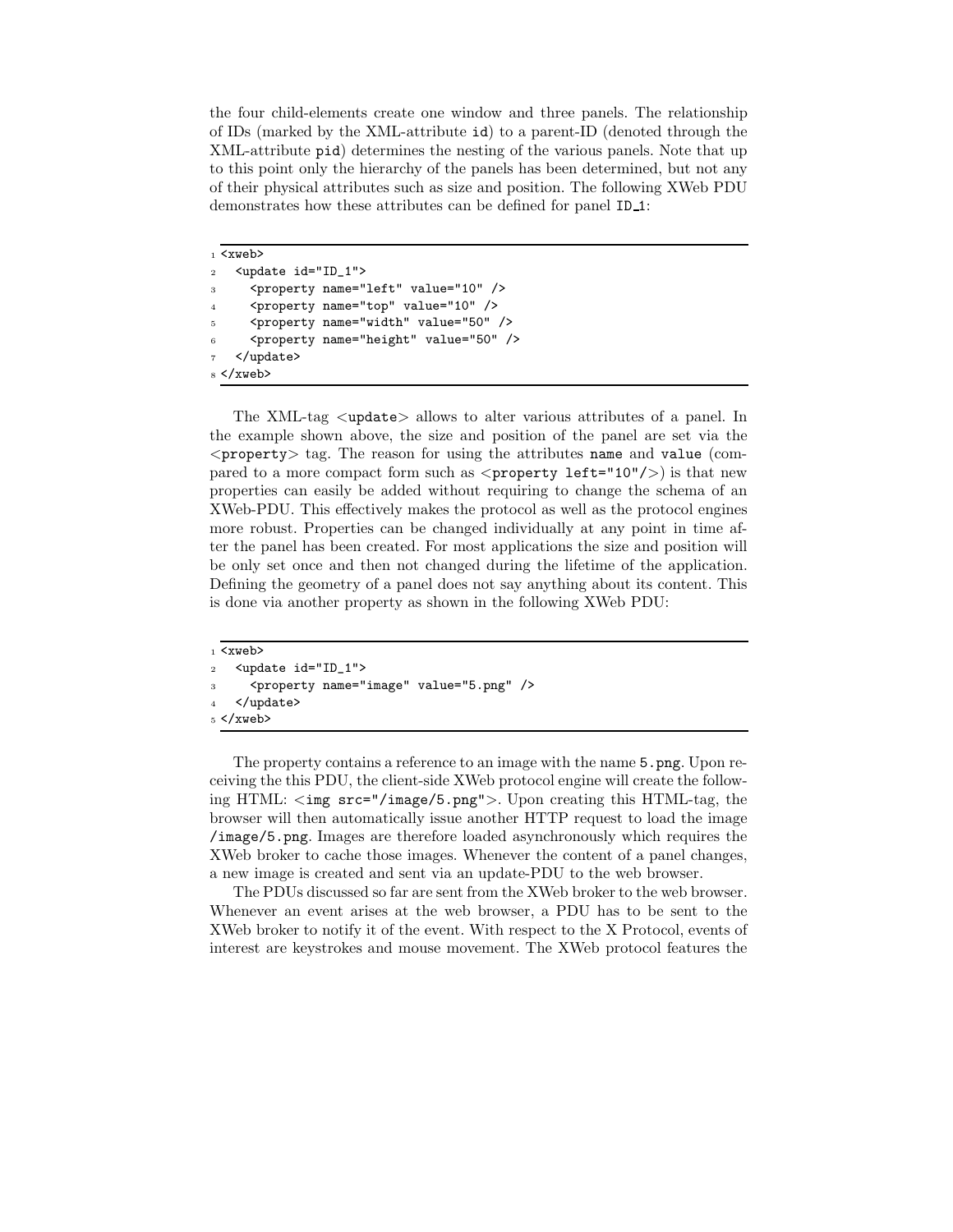the four child-elements create one window and three panels. The relationship of IDs (marked by the XML-attribute `id`) to a parent-ID (denoted through the XML-attribute `pid`) determines the nesting of the various panels. Note that up to this point only the hierarchy of the panels has been determined, but not any of their physical attributes such as size and position. The following XWeb PDU demonstrates how these attributes can be defined for panel `ID_1`:

```
<xweb>
  <update id="ID_1">
    <property name="left" value="10" />
    <property name="top" value="10" />
    <property name="width" value="50" />
    <property name="height" value="50" />
  </update>
</xweb>
```

The XML-tag `<update>` allows to alter various attributes of a panel. In the example shown above, the size and position of the panel are set via the `<property>` tag. The reason for using the attributes `name` and `value` (compared to a more compact form such as `<property left="10"/>`) is that new properties can easily be added without requiring to change the schema of an XWeb-PDU. This effectively makes the protocol as well as the protocol engines more robust. Properties can be changed individually at any point in time after the panel has been created. For most applications the size and position will be only set once and then not changed during the lifetime of the application. Defining the geometry of a panel does not say anything about its content. This is done via another property as shown in the following XWeb PDU:

```
<xweb>
  <update id="ID_1">
    <property name="image" value="5.png" />
  </update>
</xweb>
```

The property contains a reference to an image with the name `5.png`. Upon receiving the this PDU, the client-side XWeb protocol engine will create the following HTML: `<img src="/image/5.png">`. Upon creating this HTML-tag, the browser will then automatically issue another HTTP request to load the image `/image/5.png`. Images are therefore loaded asynchronously which requires the XWeb broker to cache those images. Whenever the content of a panel changes, a new image is created and sent via an update-PDU to the web browser.

The PDUs discussed so far are sent from the XWeb broker to the web browser. Whenever an event arises at the web browser, a PDU has to be sent to the XWeb broker to notify it of the event. With respect to the X Protocol, events of interest are keystrokes and mouse movement. The XWeb protocol features the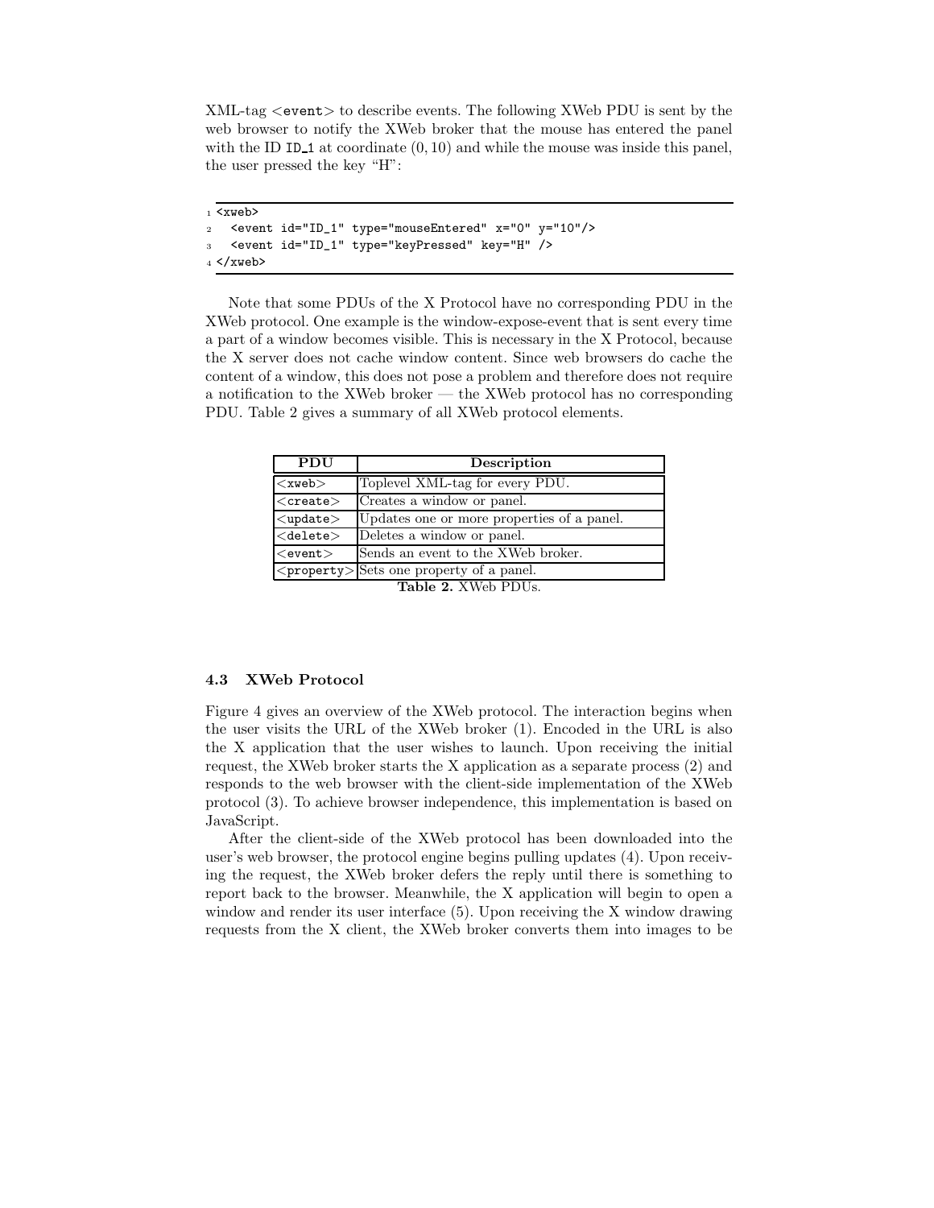XML-tag <event> to describe events. The following XWeb PDU is sent by the web browser to notify the XWeb broker that the mouse has entered the panel with the ID ID_1 at coordinate $(0, 10)$ and while the mouse was inside this panel, the user pressed the key "H":

```
<xweb>
  <event id="ID_1" type="mouseEntered" x="0" y="10"/>
  <event id="ID_1" type="keyPressed" key="H" />
</xweb>
```

Note that some PDUs of the X Protocol have no corresponding PDU in the XWeb protocol. One example is the window-expose-event that is sent every time a part of a window becomes visible. This is necessary in the X Protocol, because the X server does not cache window content. Since web browsers do cache the content of a window, this does not pose a problem and therefore does not require a notification to the XWeb broker — the XWeb protocol has no corresponding PDU. Table 2 gives a summary of all XWeb protocol elements.

| PDU | Description |
|---|---|
| <xweb> | Toplevel XML-tag for every PDU. |
| <create> | Creates a window or panel. |
| <update> | Updates one or more properties of a panel. |
| <delete> | Deletes a window or panel. |
| <event> | Sends an event to the XWeb broker. |
| <property> | Sets one property of a panel. |

**Table 2.** XWeb PDUs.

### 4.3 XWeb Protocol

Figure 4 gives an overview of the XWeb protocol. The interaction begins when the user visits the URL of the XWeb broker (1). Encoded in the URL is also the X application that the user wishes to launch. Upon receiving the initial request, the XWeb broker starts the X application as a separate process (2) and responds to the web browser with the client-side implementation of the XWeb protocol (3). To achieve browser independence, this implementation is based on JavaScript.

After the client-side of the XWeb protocol has been downloaded into the user's web browser, the protocol engine begins pulling updates (4). Upon receiving the request, the XWeb broker defers the reply until there is something to report back to the browser. Meanwhile, the X application will begin to open a window and render its user interface (5). Upon receiving the X window drawing requests from the X client, the XWeb broker converts them into images to be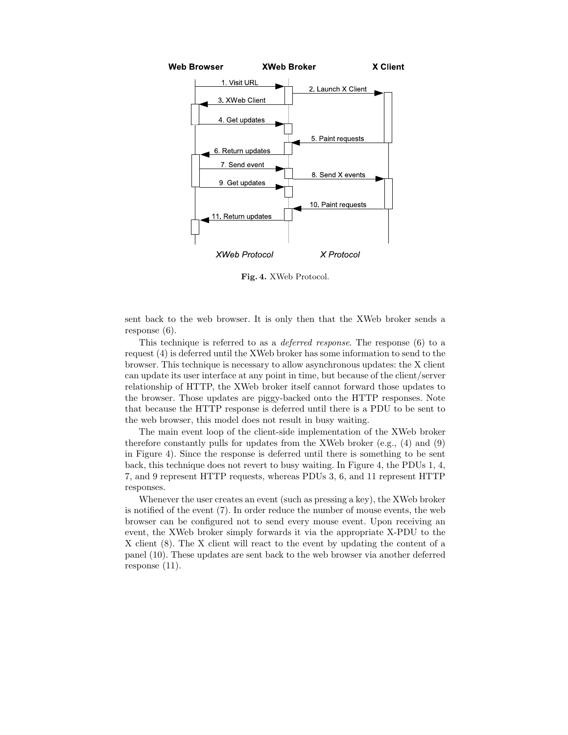Fig. 4. XWeb Protocol.

sent back to the web browser. It is only then that the XWeb broker sends a response (6).

This technique is referred to as a *deferred response*. The response (6) to a request (4) is deferred until the XWeb broker has some information to send to the browser. This technique is necessary to allow asynchronous updates: the X client can update its user interface at any point in time, but because of the client/server relationship of HTTP, the XWeb broker itself cannot forward those updates to the browser. Those updates are piggy-backed onto the HTTP responses. Note that because the HTTP response is deferred until there is a PDU to be sent to the web browser, this model does not result in busy waiting.

The main event loop of the client-side implementation of the XWeb broker therefore constantly pulls for updates from the XWeb broker (e.g., (4) and (9) in Figure 4). Since the response is deferred until there is something to be sent back, this technique does not revert to busy waiting. In Figure 4, the PDUs 1, 4, 7, and 9 represent HTTP requests, whereas PDUs 3, 6, and 11 represent HTTP responses.

Whenever the user creates an event (such as pressing a key), the XWeb broker is notified of the event (7). In order reduce the number of mouse events, the web browser can be configured not to send every mouse event. Upon receiving an event, the XWeb broker simply forwards it via the appropriate X-PDU to the X client (8). The X client will react to the event by updating the content of a panel (10). These updates are sent back to the web browser via another deferred response (11).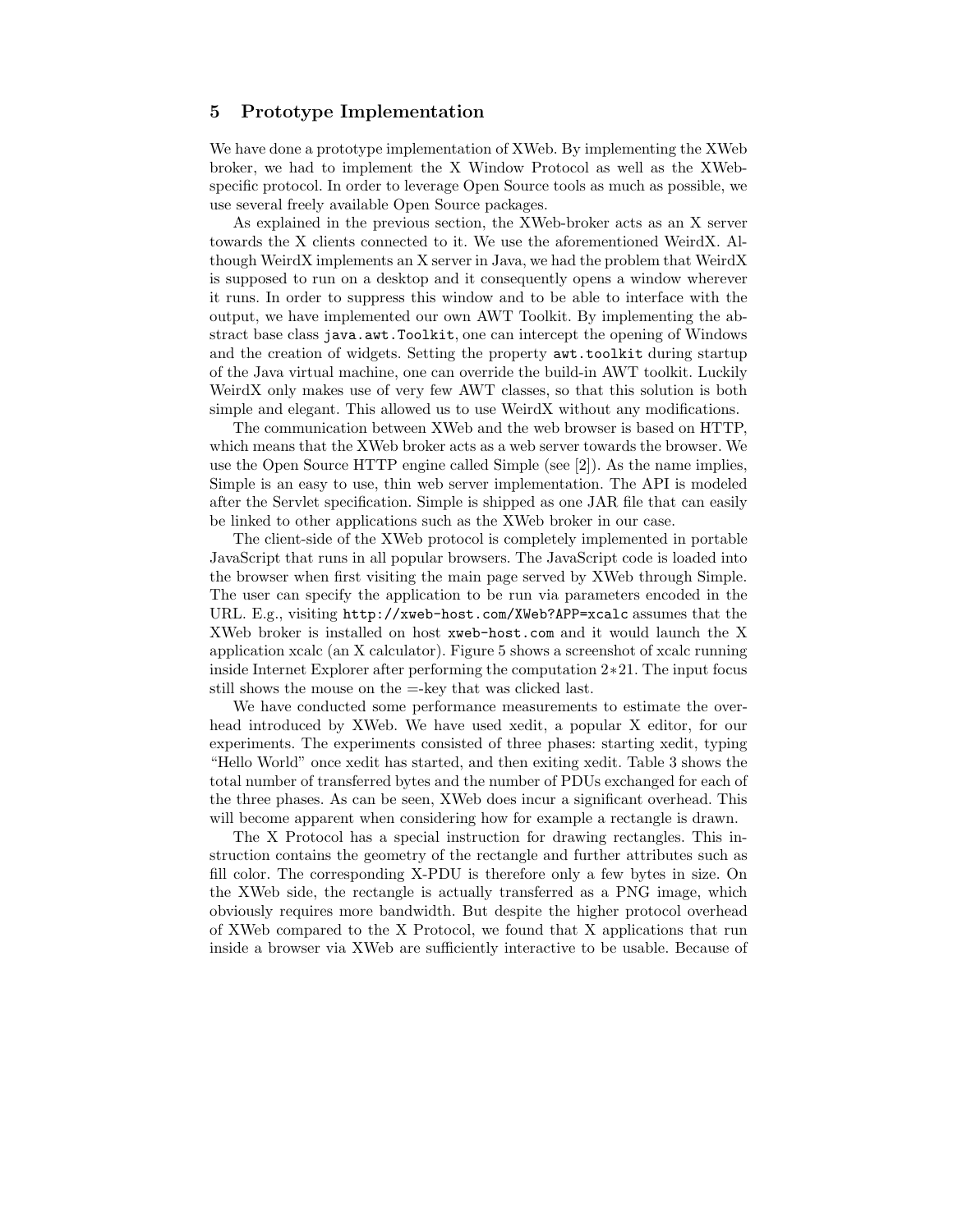## 5 Prototype Implementation

We have done a prototype implementation of XWeb. By implementing the XWeb broker, we had to implement the X Window Protocol as well as the XWeb-specific protocol. In order to leverage Open Source tools as much as possible, we use several freely available Open Source packages.

As explained in the previous section, the XWeb-broker acts as an X server towards the X clients connected to it. We use the aforementioned WeirdX. Although WeirdX implements an X server in Java, we had the problem that WeirdX is supposed to run on a desktop and it consequently opens a window wherever it runs. In order to suppress this window and to be able to interface with the output, we have implemented our own AWT Toolkit. By implementing the abstract base class `java.awt.Toolkit`, one can intercept the opening of Windows and the creation of widgets. Setting the property `awt.toolkit` during startup of the Java virtual machine, one can override the build-in AWT toolkit. Luckily WeirdX only makes use of very few AWT classes, so that this solution is both simple and elegant. This allowed us to use WeirdX without any modifications.

The communication between XWeb and the web browser is based on HTTP, which means that the XWeb broker acts as a web server towards the browser. We use the Open Source HTTP engine called Simple (see [2]). As the name implies, Simple is an easy to use, thin web server implementation. The API is modeled after the Servlet specification. Simple is shipped as one JAR file that can easily be linked to other applications such as the XWeb broker in our case.

The client-side of the XWeb protocol is completely implemented in portable JavaScript that runs in all popular browsers. The JavaScript code is loaded into the browser when first visiting the main page served by XWeb through Simple. The user can specify the application to be run via parameters encoded in the URL. E.g., visiting `http://xweb-host.com/XWeb?APP=xcalc` assumes that the XWeb broker is installed on host `xweb-host.com` and it would launch the X application xcalc (an X calculator). Figure 5 shows a screenshot of xcalc running inside Internet Explorer after performing the computation $2*21$. The input focus still shows the mouse on the =-key that was clicked last.

We have conducted some performance measurements to estimate the overhead introduced by XWeb. We have used xedit, a popular X editor, for our experiments. The experiments consisted of three phases: starting xedit, typing "Hello World" once xedit has started, and then exiting xedit. Table 3 shows the total number of transferred bytes and the number of PDUs exchanged for each of the three phases. As can be seen, XWeb does incur a significant overhead. This will become apparent when considering how for example a rectangle is drawn.

The X Protocol has a special instruction for drawing rectangles. This instruction contains the geometry of the rectangle and further attributes such as fill color. The corresponding X-PDU is therefore only a few bytes in size. On the XWeb side, the rectangle is actually transferred as a PNG image, which obviously requires more bandwidth. But despite the higher protocol overhead of XWeb compared to the X Protocol, we found that X applications that run inside a browser via XWeb are sufficiently interactive to be usable. Because of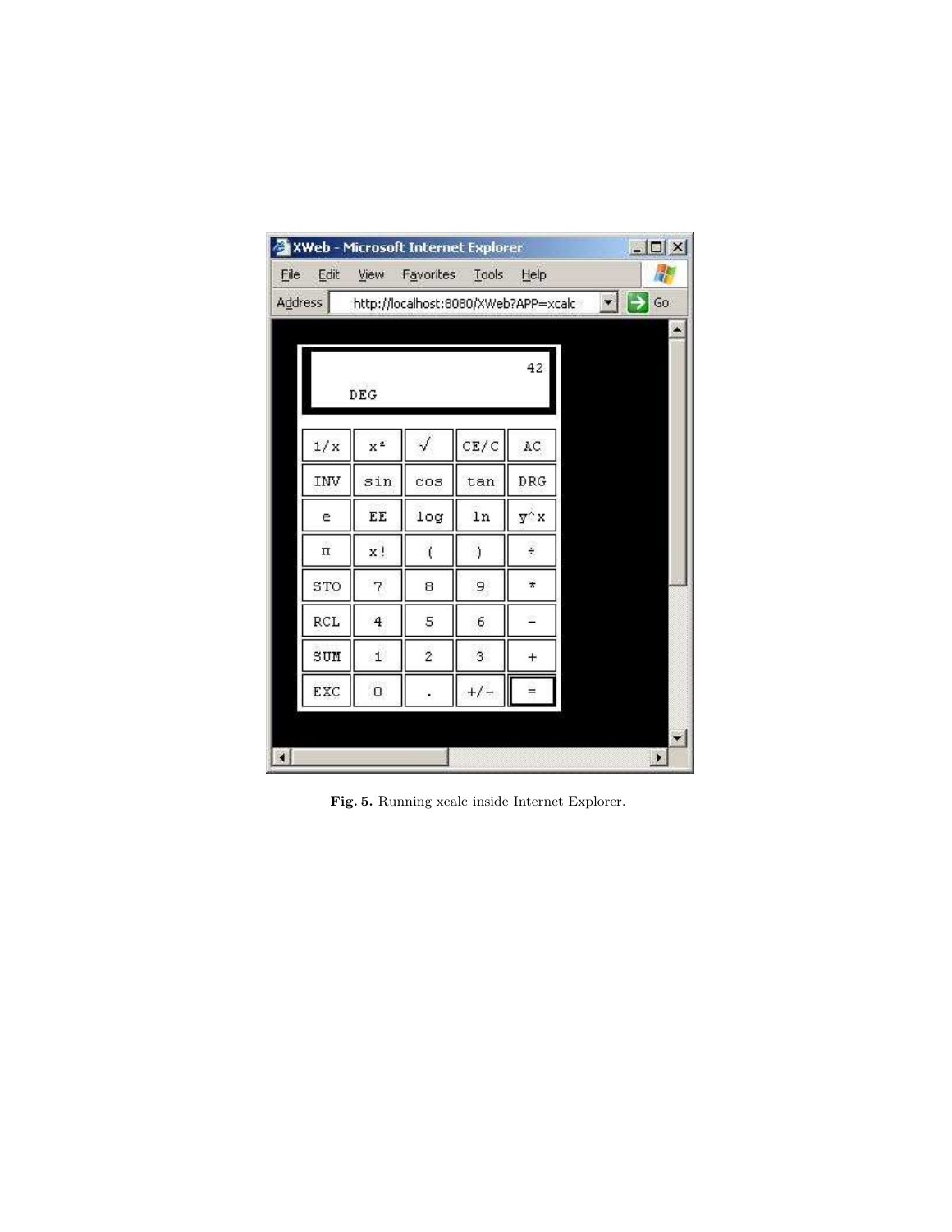**Fig. 5.** Running xcalc inside Internet Explorer.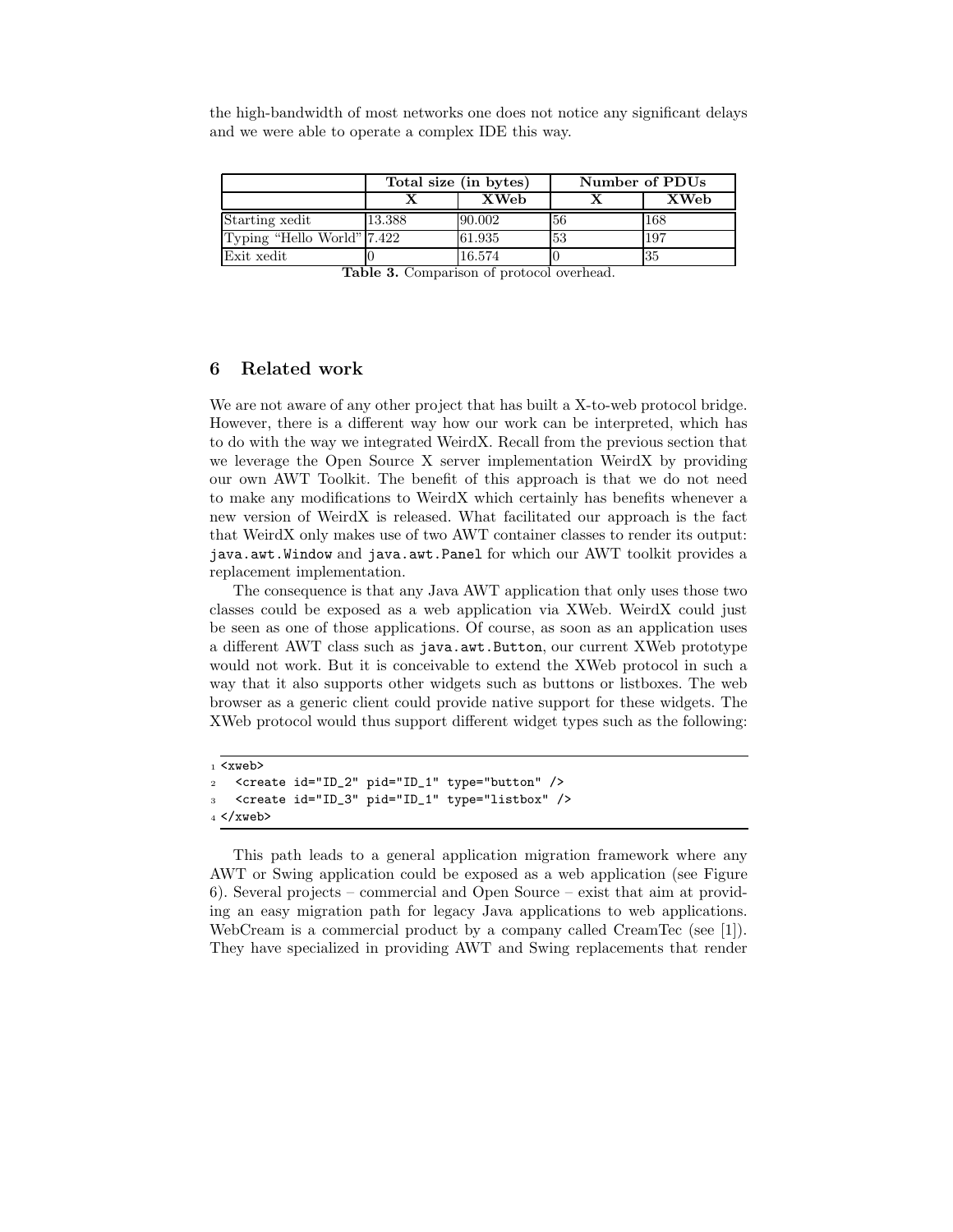the high-bandwidth of most networks one does not notice any significant delays and we were able to operate a complex IDE this way.

| | **Total size (in bytes)** | | **Number of PDUs** | |
|---|---|---|---|---|
| | **X** | **XWeb** | **X** | **XWeb** |
| Starting xedit | 13.388 | 90.002 | 56 | 168 |
| Typing “Hello World” | 7.422 | 61.935 | 53 | 197 |
| Exit xedit | 0 | 16.574 | 0 | 35 |

**Table 3.** Comparison of protocol overhead.

## 6 Related work

We are not aware of any other project that has built a X-to-web protocol bridge. However, there is a different way how our work can be interpreted, which has to do with the way we integrated WeirdX. Recall from the previous section that we leverage the Open Source X server implementation WeirdX by providing our own AWT Toolkit. The benefit of this approach is that we do not need to make any modifications to WeirdX which certainly has benefits whenever a new version of WeirdX is released. What facilitated our approach is the fact that WeirdX only makes use of two AWT container classes to render its output: `java.awt.Window` and `java.awt.Panel` for which our AWT toolkit provides a replacement implementation.

The consequence is that any Java AWT application that only uses those two classes could be exposed as a web application via XWeb. WeirdX could just be seen as one of those applications. Of course, as soon as an application uses a different AWT class such as `java.awt.Button`, our current XWeb prototype would not work. But it is conceivable to extend the XWeb protocol in such a way that it also supports other widgets such as buttons or listboxes. The web browser as a generic client could provide native support for these widgets. The XWeb protocol would thus support different widget types such as the following:

```
1 <xweb>
2   <create id="ID_2" pid="ID_1" type="button" />
3   <create id="ID_3" pid="ID_1" type="listbox" />
4 </xweb>
```

This path leads to a general application migration framework where any AWT or Swing application could be exposed as a web application (see Figure 6). Several projects – commercial and Open Source – exist that aim at providing an easy migration path for legacy Java applications to web applications. WebCream is a commercial product by a company called CreamTec (see [1]). They have specialized in providing AWT and Swing replacements that render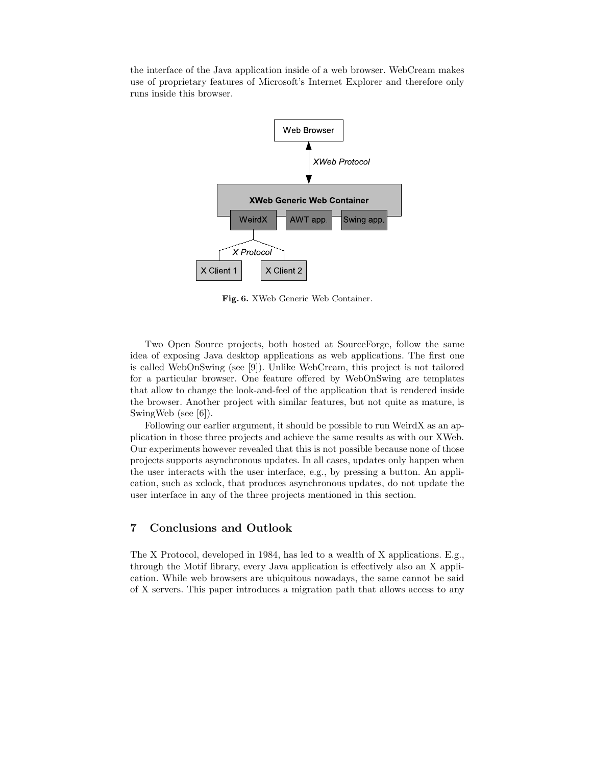the interface of the Java application inside of a web browser. WebCream makes use of proprietary features of Microsoft's Internet Explorer and therefore only runs inside this browser.

**Fig. 6.** XWeb Generic Web Container.

Two Open Source projects, both hosted at SourceForge, follow the same idea of exposing Java desktop applications as web applications. The first one is called WebOnSwing (see [9]). Unlike WebCream, this project is not tailored for a particular browser. One feature offered by WebOnSwing are templates that allow to change the look-and-feel of the application that is rendered inside the browser. Another project with similar features, but not quite as mature, is SwingWeb (see [6]).

Following our earlier argument, it should be possible to run WeirdX as an application in those three projects and achieve the same results as with our XWeb. Our experiments however revealed that this is not possible because none of those projects supports asynchronous updates. In all cases, updates only happen when the user interacts with the user interface, e.g., by pressing a button. An application, such as xclock, that produces asynchronous updates, do not update the user interface in any of the three projects mentioned in this section.

## 7 Conclusions and Outlook

The X Protocol, developed in 1984, has led to a wealth of X applications. E.g., through the Motif library, every Java application is effectively also an X application. While web browsers are ubiquitous nowadays, the same cannot be said of X servers. This paper introduces a migration path that allows access to any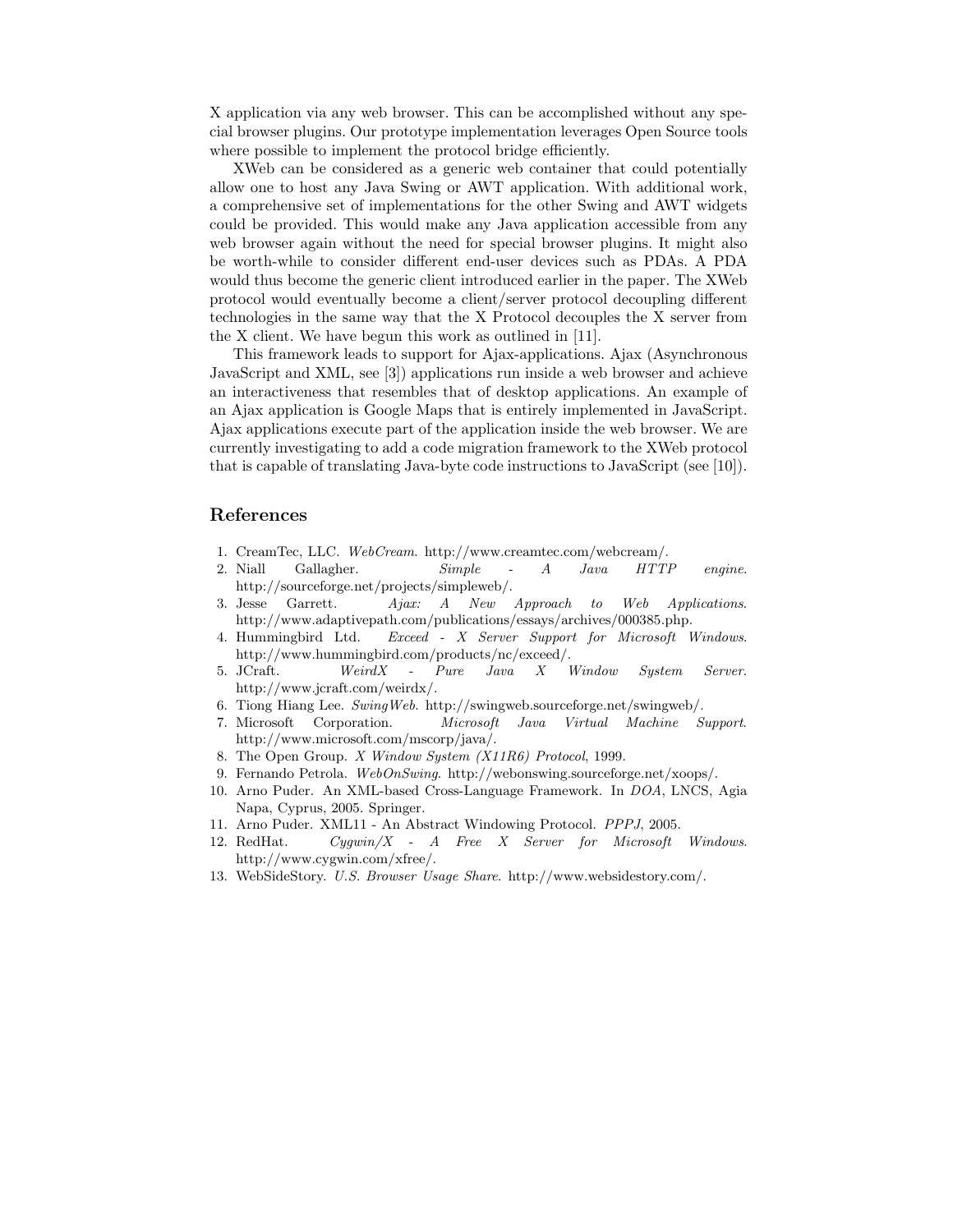X application via any web browser. This can be accomplished without any special browser plugins. Our prototype implementation leverages Open Source tools where possible to implement the protocol bridge efficiently.

XWeb can be considered as a generic web container that could potentially allow one to host any Java Swing or AWT application. With additional work, a comprehensive set of implementations for the other Swing and AWT widgets could be provided. This would make any Java application accessible from any web browser again without the need for special browser plugins. It might also be worth-while to consider different end-user devices such as PDAs. A PDA would thus become the generic client introduced earlier in the paper. The XWeb protocol would eventually become a client/server protocol decoupling different technologies in the same way that the X Protocol decouples the X server from the X client. We have begun this work as outlined in [11].

This framework leads to support for Ajax-applications. Ajax (Asynchronous JavaScript and XML, see [3]) applications run inside a web browser and achieve an interactiveness that resembles that of desktop applications. An example of an Ajax application is Google Maps that is entirely implemented in JavaScript. Ajax applications execute part of the application inside the web browser. We are currently investigating to add a code migration framework to the XWeb protocol that is capable of translating Java-byte code instructions to JavaScript (see [10]).

## References

1. CreamTec, LLC. *WebCream*. http://www.creamtec.com/webcream/.
2. Niall Gallagher. *Simple - A Java HTTP engine*. http://sourceforge.net/projects/simpleweb/.
3. Jesse Garrett. *Ajax: A New Approach to Web Applications*. http://www.adaptivepath.com/publications/essays/archives/000385.php.
4. Hummingbird Ltd. *Exceed - X Server Support for Microsoft Windows*. http://www.hummingbird.com/products/nc/exceed/.
5. JCraft. *WeirdX - Pure Java X Window System Server*. http://www.jcraft.com/weirdx/.
6. Tiong Hiang Lee. *SwingWeb*. http://swingweb.sourceforge.net/swingweb/.
7. Microsoft Corporation. *Microsoft Java Virtual Machine Support*. http://www.microsoft.com/mscorp/java/.
8. The Open Group. *X Window System (X11R6) Protocol*, 1999.
9. Fernando Petrola. *WebOnSwing*. http://webonswing.sourceforge.net/xoops/.
10. Arno Puder. An XML-based Cross-Language Framework. In *DOA*, LNCS, Agia Napa, Cyprus, 2005. Springer.
11. Arno Puder. XML11 - An Abstract Windowing Protocol. *PPPJ*, 2005.
12. RedHat. *Cygwin/X - A Free X Server for Microsoft Windows*. http://www.cygwin.com/xfree/.
13. WebSideStory. *U.S. Browser Usage Share*. http://www.websidestory.com/.